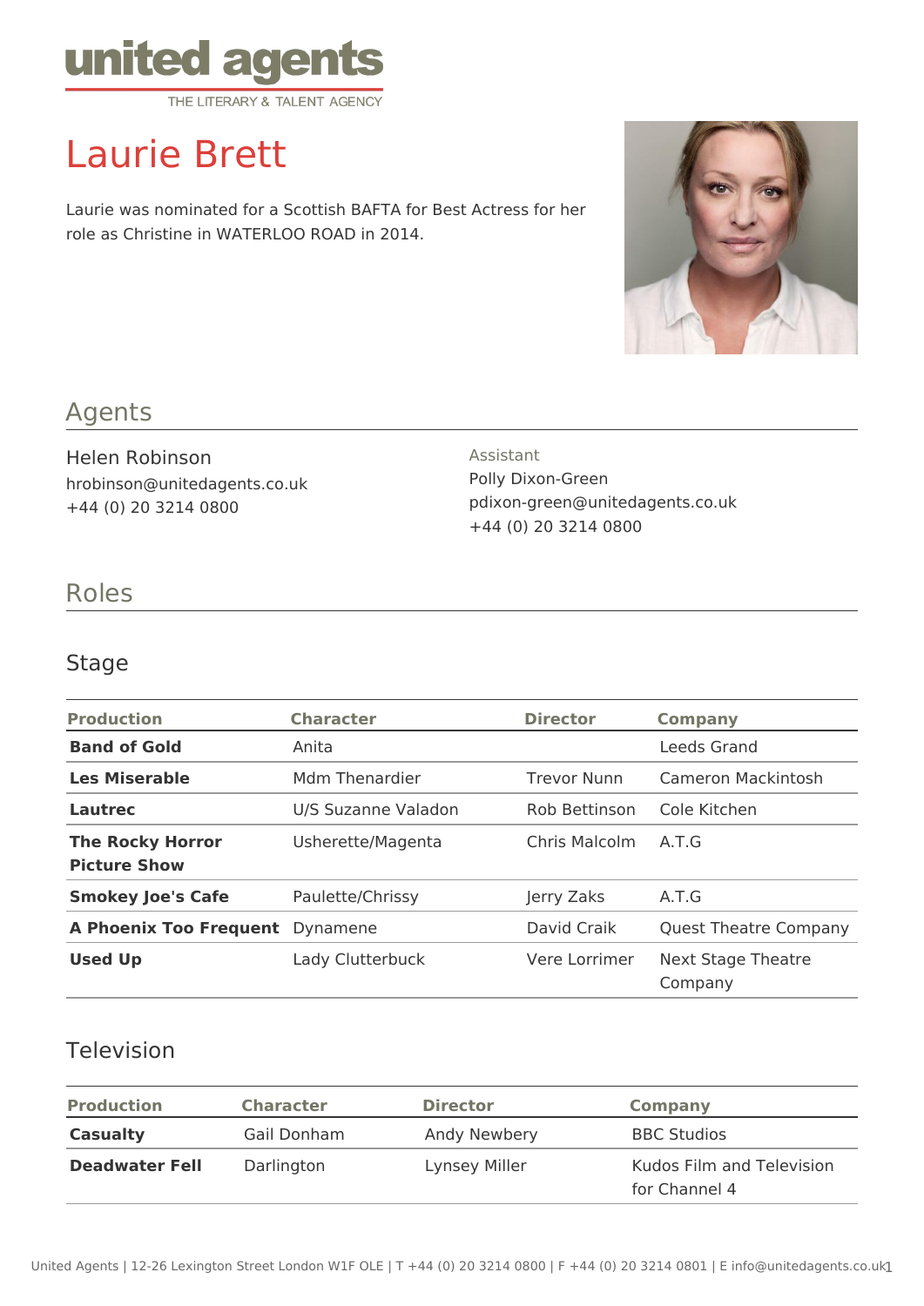united agents

THE LITERARY & TALENT AGENCY

# Laurie Brett

Laurie was nominated for a Scottish BAFTA for Best Actress for her role as Christine in WATERLOO ROAD in 2014.

## Agents

Helen Robinson
hrobinson@unitedagents.co.uk
+44 (0) 20 3214 0800

Assistant
Polly Dixon-Green
pdixon-green@unitedagents.co.uk
+44 (0) 20 3214 0800

## Roles

### Stage

| Production | Character | Director | Company |
|---|---|---|---|
| **Band of Gold** | Anita | | Leeds Grand |
| **Les Miserable** | Mdm Thenardier | Trevor Nunn | Cameron Mackintosh |
| **Lautrec** | U/S Suzanne Valadon | Rob Bettinson | Cole Kitchen |
| **The Rocky Horror Picture Show** | Usherette/Magenta | Chris Malcolm | A.T.G |
| **Smokey Joe's Cafe** | Paulette/Chrissy | Jerry Zaks | A.T.G |
| **A Phoenix Too Frequent** | Dynamene | David Craik | Quest Theatre Company |
| **Used Up** | Lady Clutterbuck | Vere Lorrimer | Next Stage Theatre Company |

### Television

| Production | Character | Director | Company |
|---|---|---|---|
| **Casualty** | Gail Donham | Andy Newbery | BBC Studios |
| **Deadwater Fell** | Darlington | Lynsey Miller | Kudos Film and Television for Channel 4 |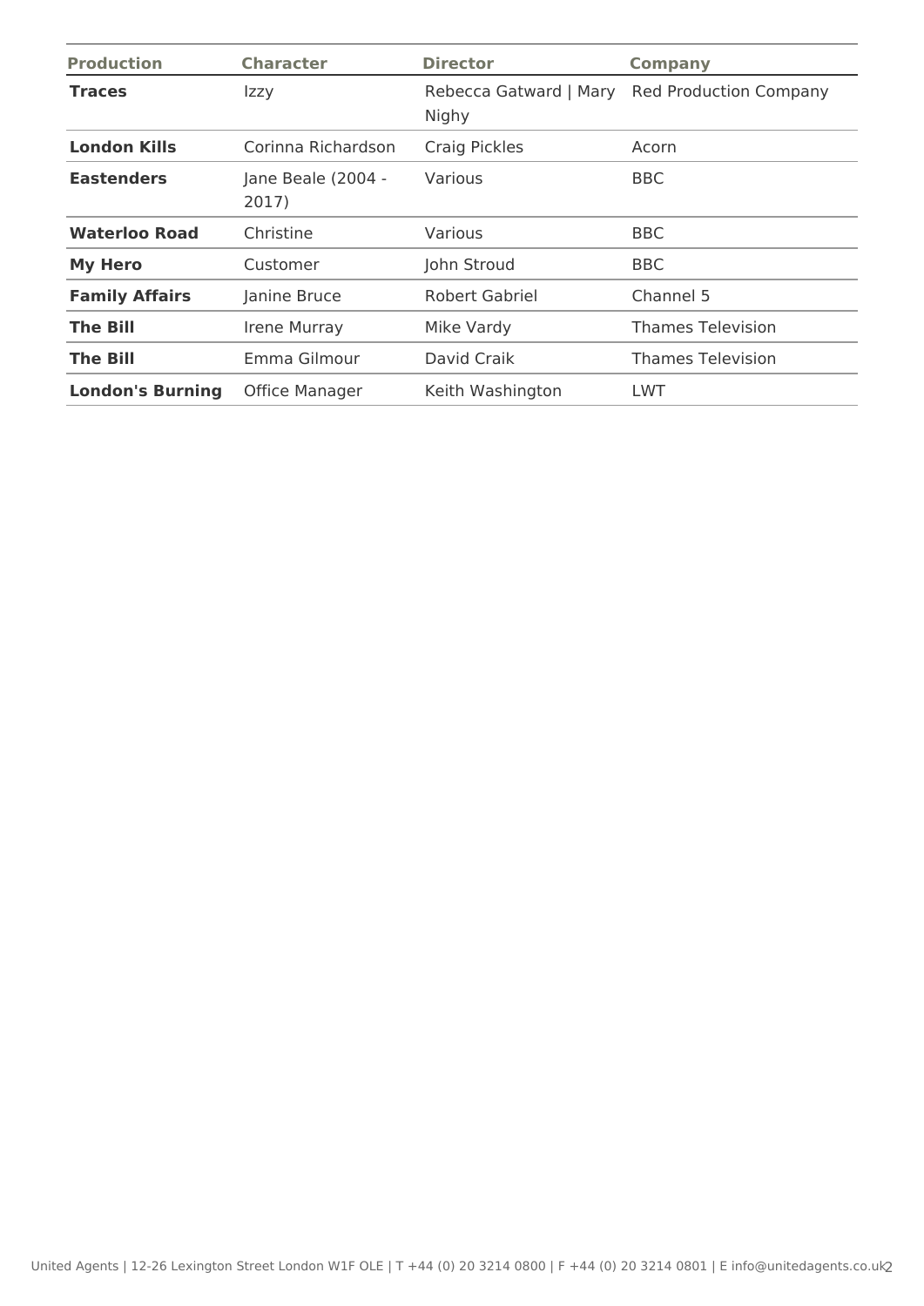| Production | Character | Director | Company |
|---|---|---|---|
| **Traces** | Izzy | Rebecca Gatward \| Mary Nighy | Red Production Company |
| **London Kills** | Corinna Richardson | Craig Pickles | Acorn |
| **Eastenders** | Jane Beale (2004 - 2017) | Various | BBC |
| **Waterloo Road** | Christine | Various | BBC |
| **My Hero** | Customer | John Stroud | BBC |
| **Family Affairs** | Janine Bruce | Robert Gabriel | Channel 5 |
| **The Bill** | Irene Murray | Mike Vardy | Thames Television |
| **The Bill** | Emma Gilmour | David Craik | Thames Television |
| **London's Burning** | Office Manager | Keith Washington | LWT |

United Agents | 12-26 Lexington Street London W1F OLE | T +44 (0) 20 3214 0800 | F +44 (0) 20 3214 0801 | E info@unitedagents.co.uk